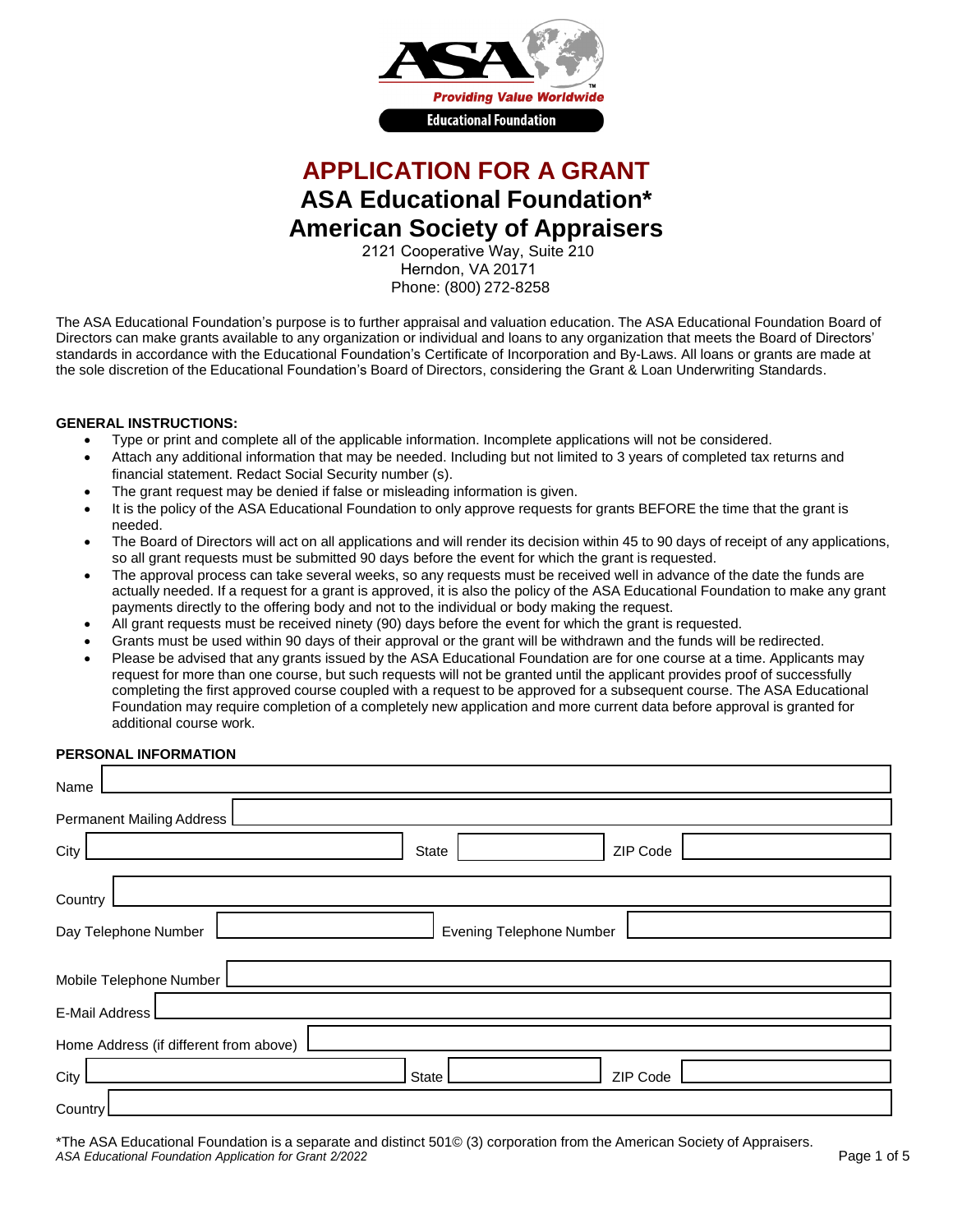# APPLICATION FOR A GRANT

## ASA Educational Foundation*

## American Society of Appraisers

2121 Cooperative Way, Suite 210
Herndon, VA 20171
Phone: (800) 272-8258

The ASA Educational Foundation's purpose is to further appraisal and valuation education. The ASA Educational Foundation Board of Directors can make grants available to any organization or individual and loans to any organization that meets the Board of Directors' standards in accordance with the Educational Foundation's Certificate of Incorporation and By-Laws. All loans or grants are made at the sole discretion of the Educational Foundation's Board of Directors, considering the Grant & Loan Underwriting Standards.

**GENERAL INSTRUCTIONS:**

- Type or print and complete all of the applicable information. Incomplete applications will not be considered.
- Attach any additional information that may be needed. Including but not limited to 3 years of completed tax returns and financial statement. Redact Social Security number (s).
- The grant request may be denied if false or misleading information is given.
- It is the policy of the ASA Educational Foundation to only approve requests for grants BEFORE the time that the grant is needed.
- The Board of Directors will act on all applications and will render its decision within 45 to 90 days of receipt of any applications, so all grant requests must be submitted 90 days before the event for which the grant is requested.
- The approval process can take several weeks, so any requests must be received well in advance of the date the funds are actually needed. If a request for a grant is approved, it is also the policy of the ASA Educational Foundation to make any grant payments directly to the offering body and not to the individual or body making the request.
- All grant requests must be received ninety (90) days before the event for which the grant is requested.
- Grants must be used within 90 days of their approval or the grant will be withdrawn and the funds will be redirected.
- Please be advised that any grants issued by the ASA Educational Foundation are for one course at a time. Applicants may request for more than one course, but such requests will not be granted until the applicant provides proof of successfully completing the first approved course coupled with a request to be approved for a subsequent course. The ASA Educational Foundation may require completion of a completely new application and more current data before approval is granted for additional course work.

**PERSONAL INFORMATION**

Name ____________________

Permanent Mailing Address ____________________

City ____________ State ____________ ZIP Code ____________

Country ____________________

Day Telephone Number ____________ Evening Telephone Number ____________

Mobile Telephone Number ____________________

E-Mail Address ____________________

Home Address (if different from above) ____________________

City ____________ State ____________ ZIP Code ____________

Country ____________________

*The ASA Educational Foundation is a separate and distinct 501© (3) corporation from the American Society of Appraisers.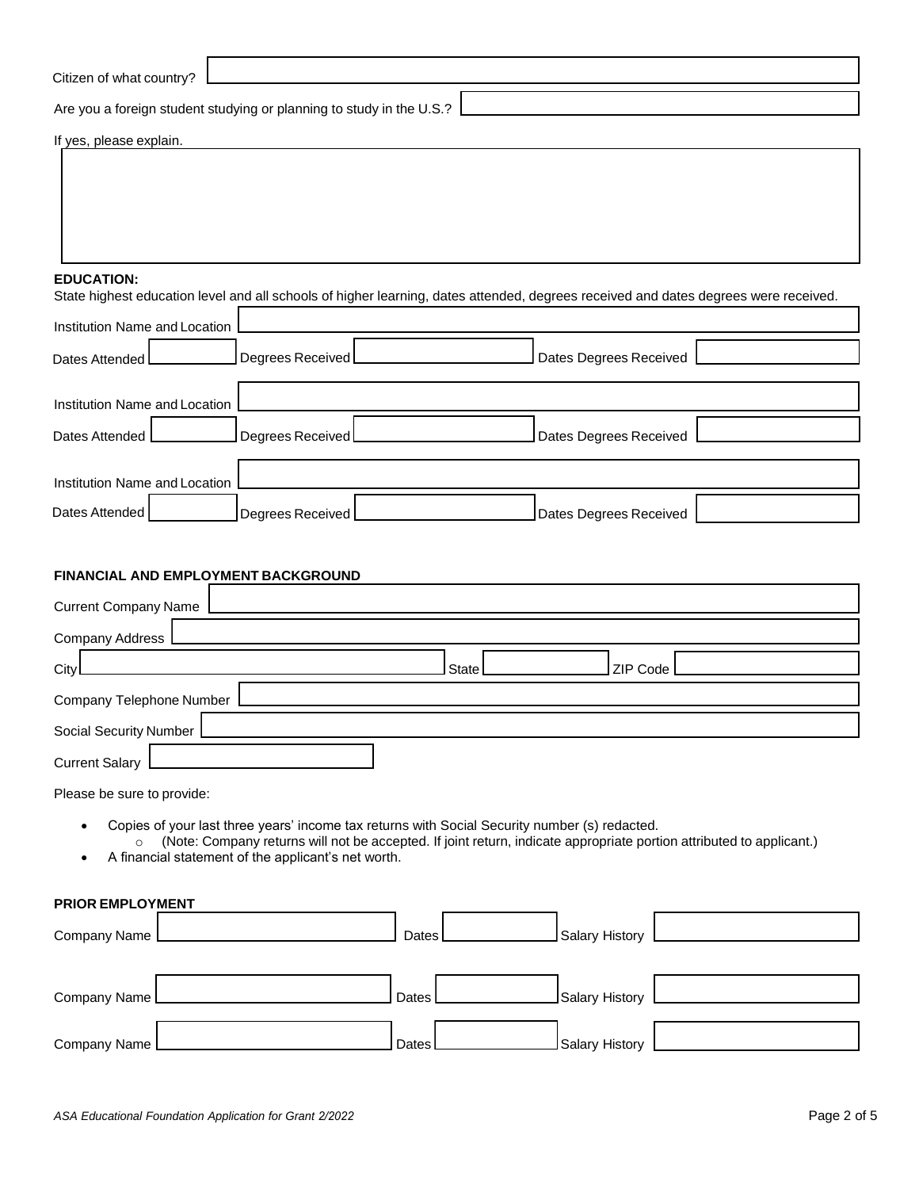Citizen of what country?

Are you a foreign student studying or planning to study in the U.S.?

If yes, please explain.

**EDUCATION:**

State highest education level and all schools of higher learning, dates attended, degrees received and dates degrees were received.

Institution Name and Location

Dates Attended | Degrees Received | Dates Degrees Received

Institution Name and Location

Dates Attended | Degrees Received | Dates Degrees Received

Institution Name and Location

Dates Attended | Degrees Received | Dates Degrees Received

**FINANCIAL AND EMPLOYMENT BACKGROUND**

Current Company Name

Company Address

City | State | ZIP Code

Company Telephone Number

Social Security Number

Current Salary

Please be sure to provide:

- Copies of your last three years' income tax returns with Social Security number (s) redacted.
    - (Note: Company returns will not be accepted. If joint return, indicate appropriate portion attributed to applicant.)
- A financial statement of the applicant's net worth.

**PRIOR EMPLOYMENT**

Company Name | Dates | Salary History

Company Name | Dates | Salary History

Company Name | Dates | Salary History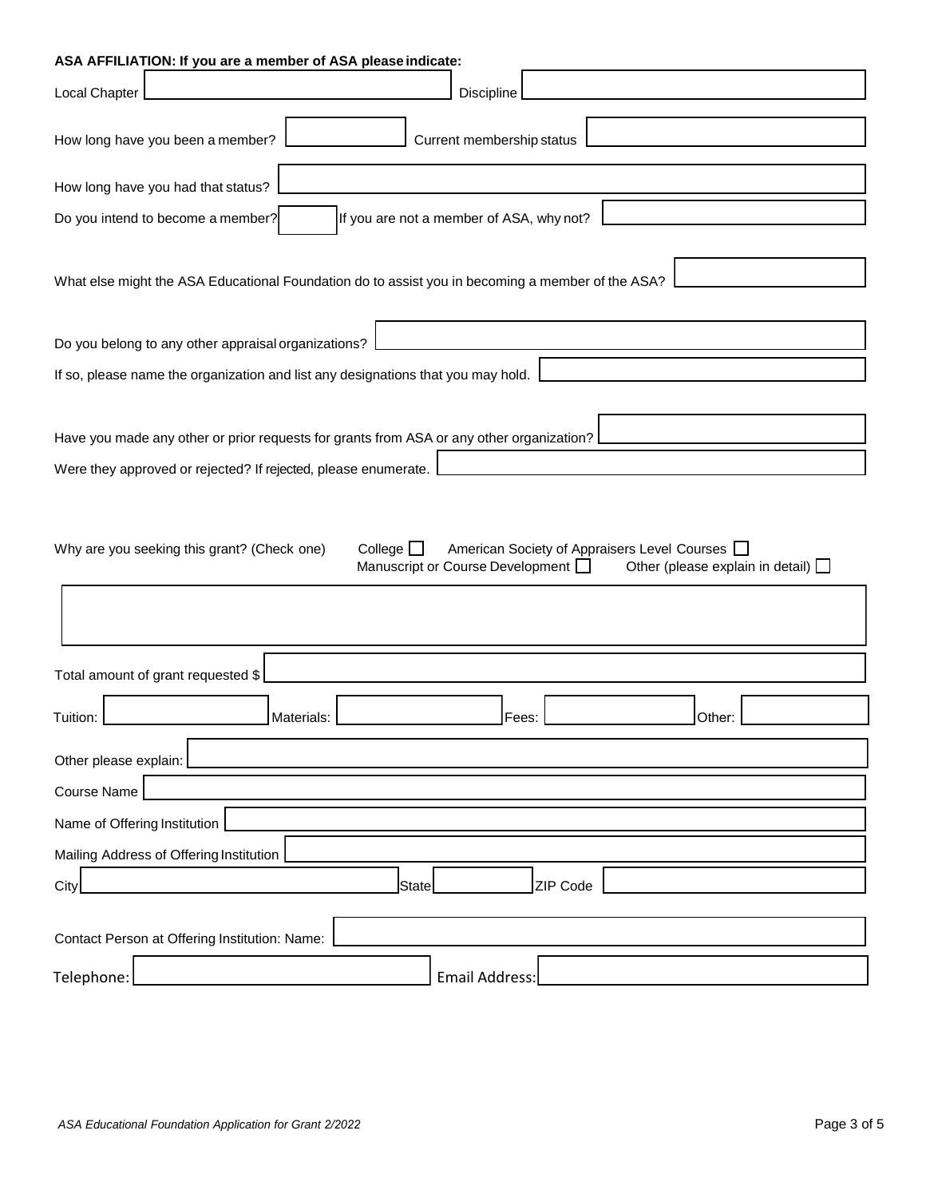**ASA AFFILIATION: If you are a member of ASA please indicate:**

Local Chapter ______________________ Discipline ______________________

How long have you been a member? ______________________ Current membership status ______________________

How long have you had that status? ______________________

Do you intend to become a member? ______________________ If you are not a member of ASA, why not? ______________________

What else might the ASA Educational Foundation do to assist you in becoming a member of the ASA? ______________________

Do you belong to any other appraisal organizations? ______________________

If so, please name the organization and list any designations that you may hold. ______________________

Have you made any other or prior requests for grants from ASA or any other organization? ______________________

Were they approved or rejected? If rejected, please enumerate. ______________________

Why are you seeking this grant? (Check one) College ☐ American Society of Appraisers Level Courses ☐ Manuscript or Course Development ☐ Other (please explain in detail) ☐

______________________

Total amount of grant requested $ ______________________

Tuition: ______________________ Materials: ______________________ Fees: ______________________ Other: ______________________

Other please explain: ______________________

Course Name ______________________

Name of Offering Institution ______________________

Mailing Address of Offering Institution ______________________

City ______________________ State ______________________ ZIP Code ______________________

Contact Person at Offering Institution: Name: ______________________

Telephone: ______________________ Email Address: ______________________

*ASA Educational Foundation Application for Grant 2/2022*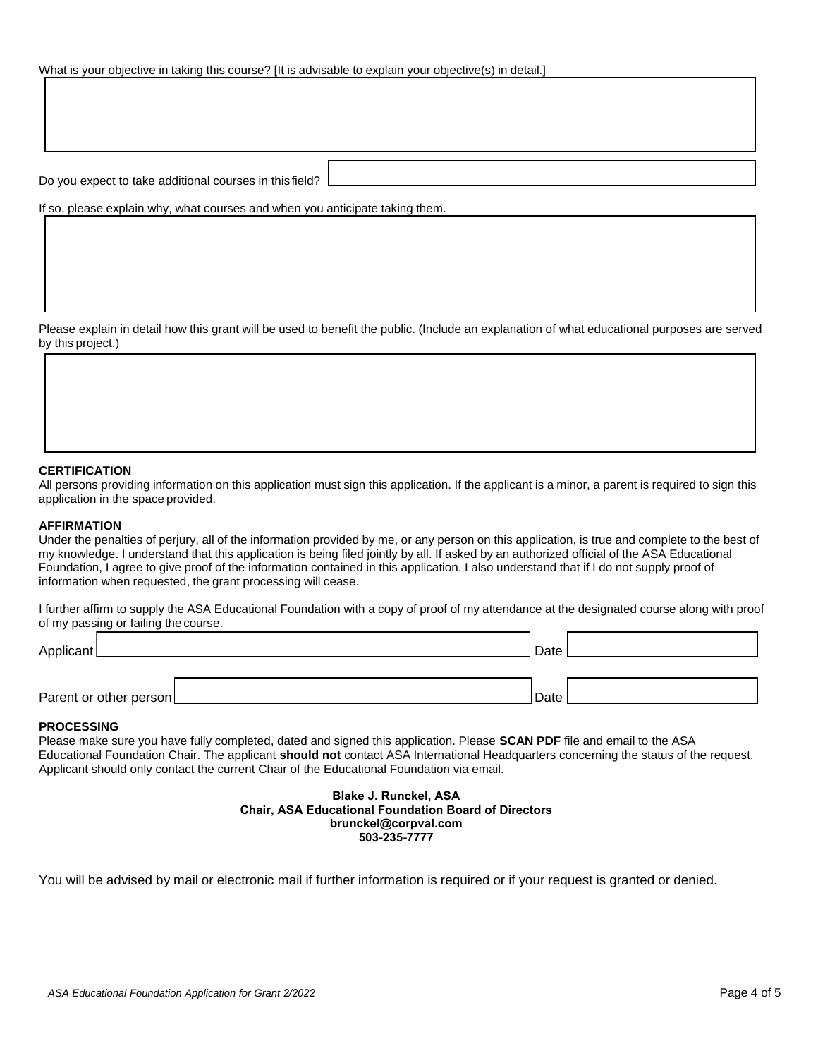What is your objective in taking this course? [It is advisable to explain your objective(s) in detail.]

Do you expect to take additional courses in this field?

If so, please explain why, what courses and when you anticipate taking them.

Please explain in detail how this grant will be used to benefit the public. (Include an explanation of what educational purposes are served by this project.)

**CERTIFICATION**

All persons providing information on this application must sign this application. If the applicant is a minor, a parent is required to sign this application in the space provided.

**AFFIRMATION**

Under the penalties of perjury, all of the information provided by me, or any person on this application, is true and complete to the best of my knowledge. I understand that this application is being filed jointly by all. If asked by an authorized official of the ASA Educational Foundation, I agree to give proof of the information contained in this application. I also understand that if I do not supply proof of information when requested, the grant processing will cease.

I further affirm to supply the ASA Educational Foundation with a copy of proof of my attendance at the designated course along with proof of my passing or failing the course.

Applicant ______________________ Date __________

Parent or other person ______________________ Date __________

**PROCESSING**

Please make sure you have fully completed, dated and signed this application. Please **SCAN PDF** file and email to the ASA Educational Foundation Chair. The applicant **should not** contact ASA International Headquarters concerning the status of the request. Applicant should only contact the current Chair of the Educational Foundation via email.

**Blake J. Runckel, ASA**
**Chair, ASA Educational Foundation Board of Directors**
**brunckel@corpval.com**
**503-235-7777**

You will be advised by mail or electronic mail if further information is required or if your request is granted or denied.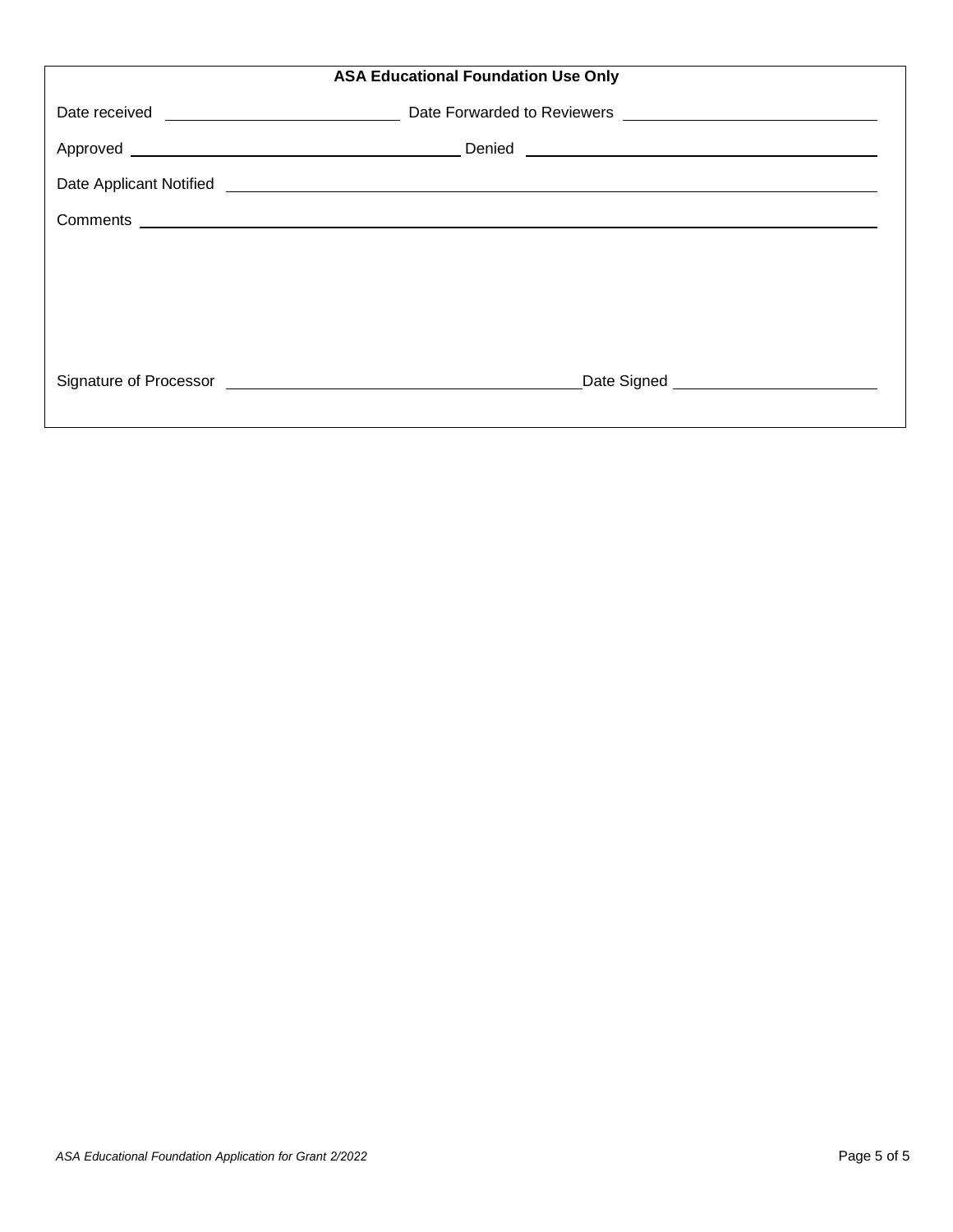**ASA Educational Foundation Use Only**

Date received \_\_\_\_\_\_\_\_\_\_\_\_\_\_\_\_\_\_\_\_\_\_\_\_\_ Date Forwarded to Reviewers \_\_\_\_\_\_\_\_\_\_\_\_\_\_\_\_\_\_\_\_\_\_\_\_\_

Approved \_\_\_\_\_\_\_\_\_\_\_\_\_\_\_\_\_\_\_\_\_\_\_\_\_\_\_\_\_\_\_\_\_\_\_\_ Denied \_\_\_\_\_\_\_\_\_\_\_\_\_\_\_\_\_\_\_\_\_\_\_\_\_\_\_\_\_\_\_\_\_\_\_\_

Date Applicant Notified \_\_\_\_\_\_\_\_\_\_\_\_\_\_\_\_\_\_\_\_\_\_\_\_\_\_\_\_\_\_\_\_\_\_\_\_\_\_\_\_\_\_\_\_\_\_\_\_\_\_\_\_\_\_\_\_\_\_\_\_\_\_\_\_\_\_\_\_

Comments \_\_\_\_\_\_\_\_\_\_\_\_\_\_\_\_\_\_\_\_\_\_\_\_\_\_\_\_\_\_\_\_\_\_\_\_\_\_\_\_\_\_\_\_\_\_\_\_\_\_\_\_\_\_\_\_\_\_\_\_\_\_\_\_\_\_\_\_\_\_\_\_\_\_\_\_\_\_\_

Signature of Processor \_\_\_\_\_\_\_\_\_\_\_\_\_\_\_\_\_\_\_\_\_\_\_\_\_\_\_\_\_\_\_\_\_\_\_\_\_\_\_\_Date Signed \_\_\_\_\_\_\_\_\_\_\_\_\_\_\_\_\_\_\_\_\_\_\_